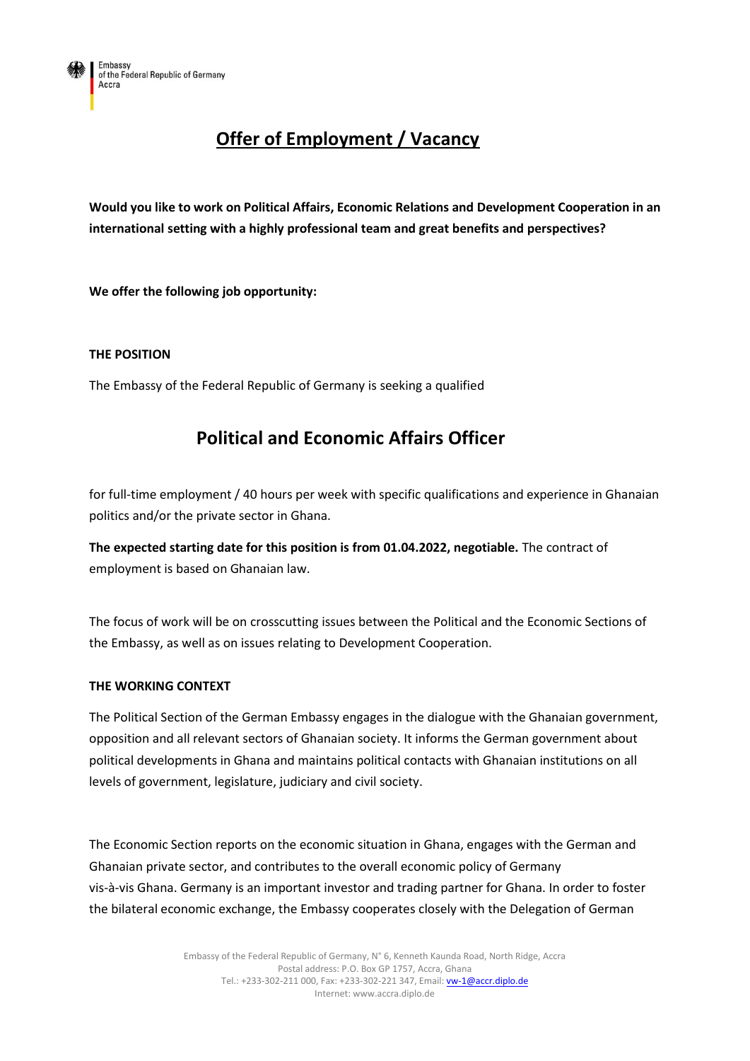Embassy
of the Federal Republic of Germany
Accra

# Offer of Employment / Vacancy

**Would you like to work on Political Affairs, Economic Relations and Development Cooperation in an international setting with a highly professional team and great benefits and perspectives?**

**We offer the following job opportunity:**

### THE POSITION

The Embassy of the Federal Republic of Germany is seeking a qualified

## Political and Economic Affairs Officer

for full-time employment / 40 hours per week with specific qualifications and experience in Ghanaian politics and/or the private sector in Ghana.

**The expected starting date for this position is from 01.04.2022, negotiable.** The contract of employment is based on Ghanaian law.

The focus of work will be on crosscutting issues between the Political and the Economic Sections of the Embassy, as well as on issues relating to Development Cooperation.

### THE WORKING CONTEXT

The Political Section of the German Embassy engages in the dialogue with the Ghanaian government, opposition and all relevant sectors of Ghanaian society. It informs the German government about political developments in Ghana and maintains political contacts with Ghanaian institutions on all levels of government, legislature, judiciary and civil society.

The Economic Section reports on the economic situation in Ghana, engages with the German and Ghanaian private sector, and contributes to the overall economic policy of Germany vis-à-vis Ghana. Germany is an important investor and trading partner for Ghana. In order to foster the bilateral economic exchange, the Embassy cooperates closely with the Delegation of German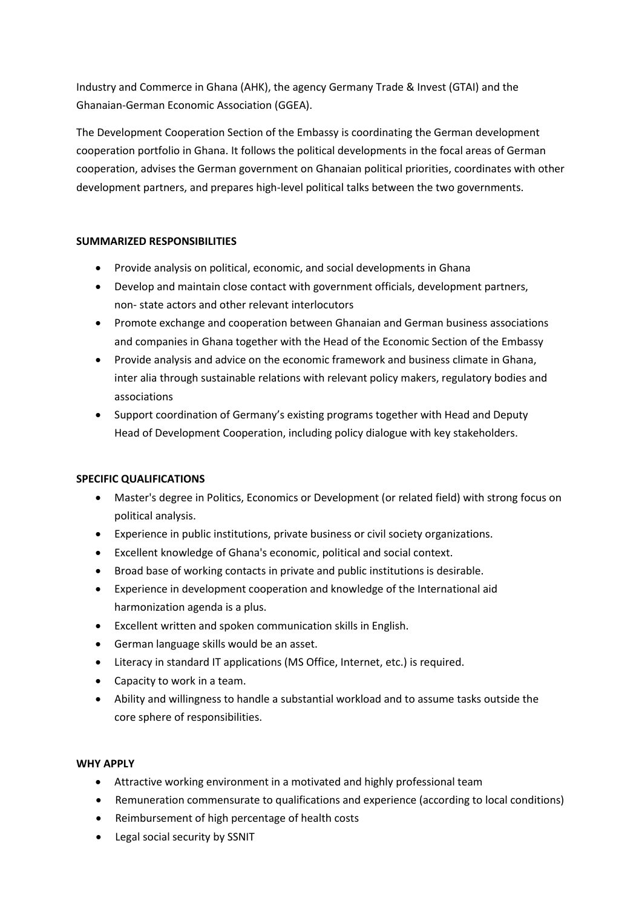Industry and Commerce in Ghana (AHK), the agency Germany Trade & Invest (GTAI) and the Ghanaian-German Economic Association (GGEA).

The Development Cooperation Section of the Embassy is coordinating the German development cooperation portfolio in Ghana. It follows the political developments in the focal areas of German cooperation, advises the German government on Ghanaian political priorities, coordinates with other development partners, and prepares high-level political talks between the two governments.

**SUMMARIZED RESPONSIBILITIES**

- Provide analysis on political, economic, and social developments in Ghana
- Develop and maintain close contact with government officials, development partners, non- state actors and other relevant interlocutors
- Promote exchange and cooperation between Ghanaian and German business associations and companies in Ghana together with the Head of the Economic Section of the Embassy
- Provide analysis and advice on the economic framework and business climate in Ghana, inter alia through sustainable relations with relevant policy makers, regulatory bodies and associations
- Support coordination of Germany's existing programs together with Head and Deputy Head of Development Cooperation, including policy dialogue with key stakeholders.

**SPECIFIC QUALIFICATIONS**

- Master's degree in Politics, Economics or Development (or related field) with strong focus on political analysis.
- Experience in public institutions, private business or civil society organizations.
- Excellent knowledge of Ghana's economic, political and social context.
- Broad base of working contacts in private and public institutions is desirable.
- Experience in development cooperation and knowledge of the International aid harmonization agenda is a plus.
- Excellent written and spoken communication skills in English.
- German language skills would be an asset.
- Literacy in standard IT applications (MS Office, Internet, etc.) is required.
- Capacity to work in a team.
- Ability and willingness to handle a substantial workload and to assume tasks outside the core sphere of responsibilities.

**WHY APPLY**

- Attractive working environment in a motivated and highly professional team
- Remuneration commensurate to qualifications and experience (according to local conditions)
- Reimbursement of high percentage of health costs
- Legal social security by SSNIT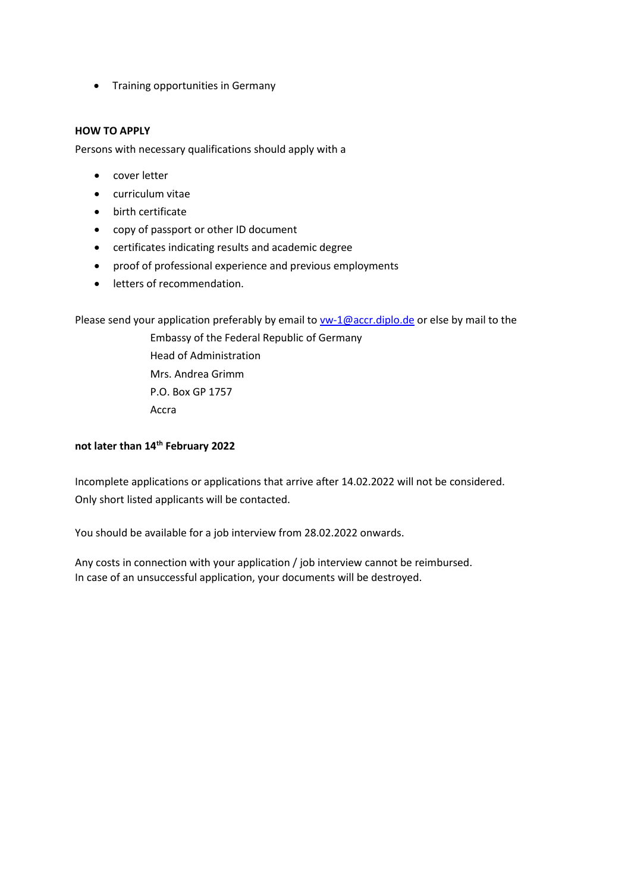- Training opportunities in Germany

**HOW TO APPLY**

Persons with necessary qualifications should apply with a

- cover letter
- curriculum vitae
- birth certificate
- copy of passport or other ID document
- certificates indicating results and academic degree
- proof of professional experience and previous employments
- letters of recommendation.

Please send your application preferably by email to vw-1@accr.diplo.de or else by mail to the

Embassy of the Federal Republic of Germany
Head of Administration
Mrs. Andrea Grimm
P.O. Box GP 1757
Accra

**not later than 14th February 2022**

Incomplete applications or applications that arrive after 14.02.2022 will not be considered.
Only short listed applicants will be contacted.

You should be available for a job interview from 28.02.2022 onwards.

Any costs in connection with your application / job interview cannot be reimbursed.
In case of an unsuccessful application, your documents will be destroyed.